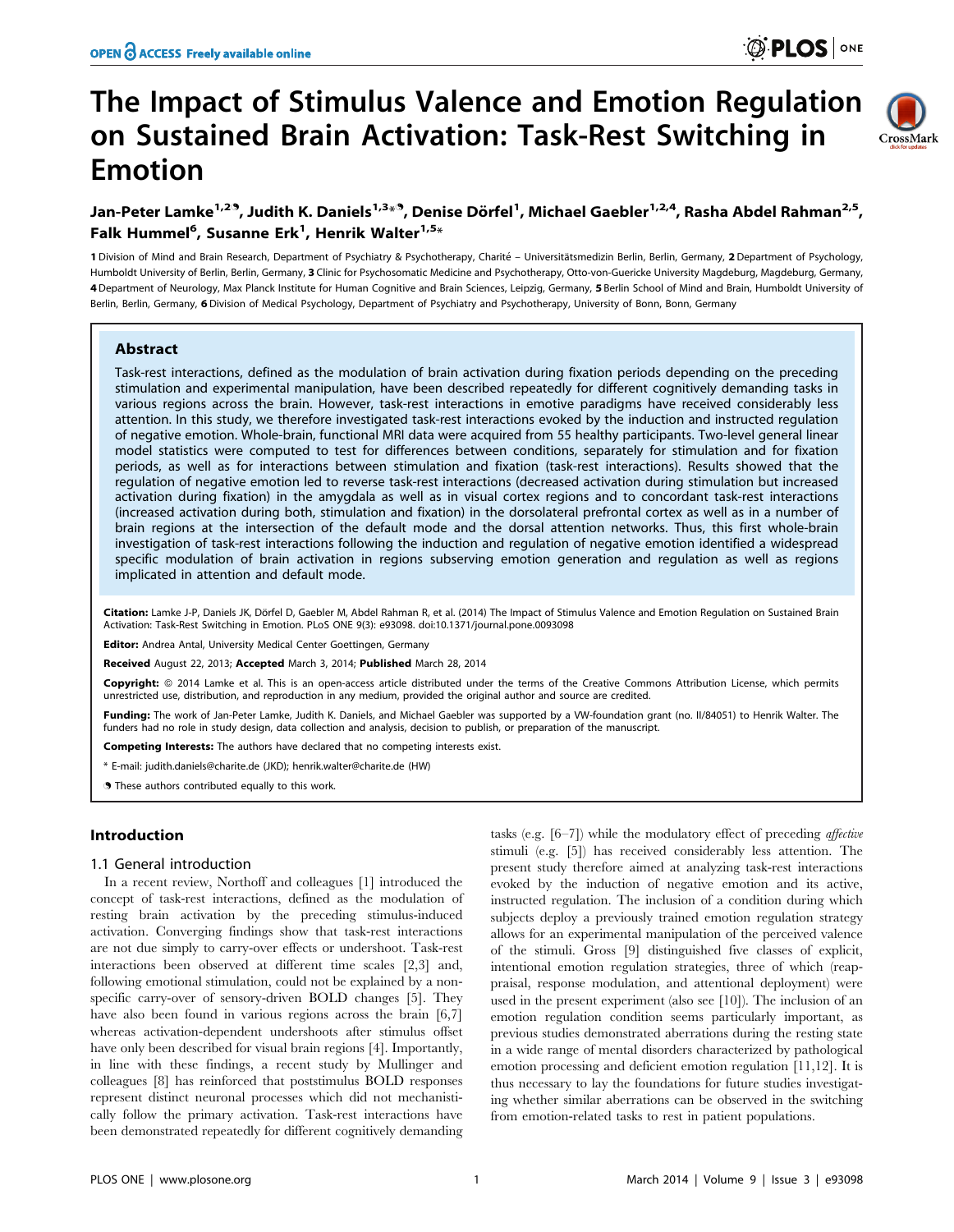# The Impact of Stimulus Valence and Emotion Regulation on Sustained Brain Activation: Task-Rest Switching in Emotion

**Jan-Peter Lamke[1,2,9], Judith K. Daniels[1,3]*[9], Denise Dörfel[1], Michael Gaebler[1,2,4], Rasha Abdel Rahman[2,5], Falk Hummel[6], Susanne Erk[1], Henrik Walter[1,5]***

1 Division of Mind and Brain Research, Department of Psychiatry & Psychotherapy, Charité – Universitätsmedizin Berlin, Berlin, Germany, 2 Department of Psychology, Humboldt University of Berlin, Berlin, Germany, 3 Clinic for Psychosomatic Medicine and Psychotherapy, Otto-von-Guericke University Magdeburg, Magdeburg, Germany, 4 Department of Neurology, Max Planck Institute for Human Cognitive and Brain Sciences, Leipzig, Germany, 5 Berlin School of Mind and Brain, Humboldt University of Berlin, Berlin, Germany, 6 Division of Medical Psychology, Department of Psychiatry and Psychotherapy, University of Bonn, Bonn, Germany

## Abstract

Task-rest interactions, defined as the modulation of brain activation during fixation periods depending on the preceding stimulation and experimental manipulation, have been described repeatedly for different cognitively demanding tasks in various regions across the brain. However, task-rest interactions in emotive paradigms have received considerably less attention. In this study, we therefore investigated task-rest interactions evoked by the induction and instructed regulation of negative emotion. Whole-brain, functional MRI data were acquired from 55 healthy participants. Two-level general linear model statistics were computed to test for differences between conditions, separately for stimulation and for fixation periods, as well as for interactions between stimulation and fixation (task-rest interactions). Results showed that the regulation of negative emotion led to reverse task-rest interactions (decreased activation during stimulation but increased activation during fixation) in the amygdala as well as in visual cortex regions and to concordant task-rest interactions (increased activation during both, stimulation and fixation) in the dorsolateral prefrontal cortex as well as in a number of brain regions at the intersection of the default mode and the dorsal attention networks. Thus, this first whole-brain investigation of task-rest interactions following the induction and regulation of negative emotion identified a widespread specific modulation of brain activation in regions subserving emotion generation and regulation as well as regions implicated in attention and default mode.

**Citation:** Lamke J-P, Daniels JK, Dörfel D, Gaebler M, Abdel Rahman R, et al. (2014) The Impact of Stimulus Valence and Emotion Regulation on Sustained Brain Activation: Task-Rest Switching in Emotion. PLoS ONE 9(3): e93098. doi:10.1371/journal.pone.0093098

**Editor:** Andrea Antal, University Medical Center Goettingen, Germany

**Received** August 22, 2013; **Accepted** March 3, 2014; **Published** March 28, 2014

**Copyright:** © 2014 Lamke et al. This is an open-access article distributed under the terms of the Creative Commons Attribution License, which permits unrestricted use, distribution, and reproduction in any medium, provided the original author and source are credited.

**Funding:** The work of Jan-Peter Lamke, Judith K. Daniels, and Michael Gaebler was supported by a VW-foundation grant (no. II/84051) to Henrik Walter. The funders had no role in study design, data collection and analysis, decision to publish, or preparation of the manuscript.

**Competing Interests:** The authors have declared that no competing interests exist.

* E-mail: judith.daniels@charite.de (JKD); henrik.walter@charite.de (HW)

9 These authors contributed equally to this work.

## Introduction

### 1.1 General introduction

In a recent review, Northoff and colleagues [1] introduced the concept of task-rest interactions, defined as the modulation of resting brain activation by the preceding stimulus-induced activation. Converging findings show that task-rest interactions are not due simply to carry-over effects or undershoot. Task-rest interactions been observed at different time scales [2,3] and, following emotional stimulation, could not be explained by a non-specific carry-over of sensory-driven BOLD changes [5]. They have also been found in various regions across the brain [6,7] whereas activation-dependent undershoots after stimulus offset have only been described for visual brain regions [4]. Importantly, in line with these findings, a recent study by Mullinger and colleagues [8] has reinforced that poststimulus BOLD responses represent distinct neuronal processes which did not mechanistically follow the primary activation. Task-rest interactions have been demonstrated repeatedly for different cognitively demanding tasks (e.g. [6–7]) while the modulatory effect of preceding *affective* stimuli (e.g. [5]) has received considerably less attention. The present study therefore aimed at analyzing task-rest interactions evoked by the induction of negative emotion and its active, instructed regulation. The inclusion of a condition during which subjects deploy a previously trained emotion regulation strategy allows for an experimental manipulation of the perceived valence of the stimuli. Gross [9] distinguished five classes of explicit, intentional emotion regulation strategies, three of which (reappraisal, response modulation, and attentional deployment) were used in the present experiment (also see [10]). The inclusion of an emotion regulation condition seems particularly important, as previous studies demonstrated aberrations during the resting state in a wide range of mental disorders characterized by pathological emotion processing and deficient emotion regulation [11,12]. It is thus necessary to lay the foundations for future studies investigating whether similar aberrations can be observed in the switching from emotion-related tasks to rest in patient populations.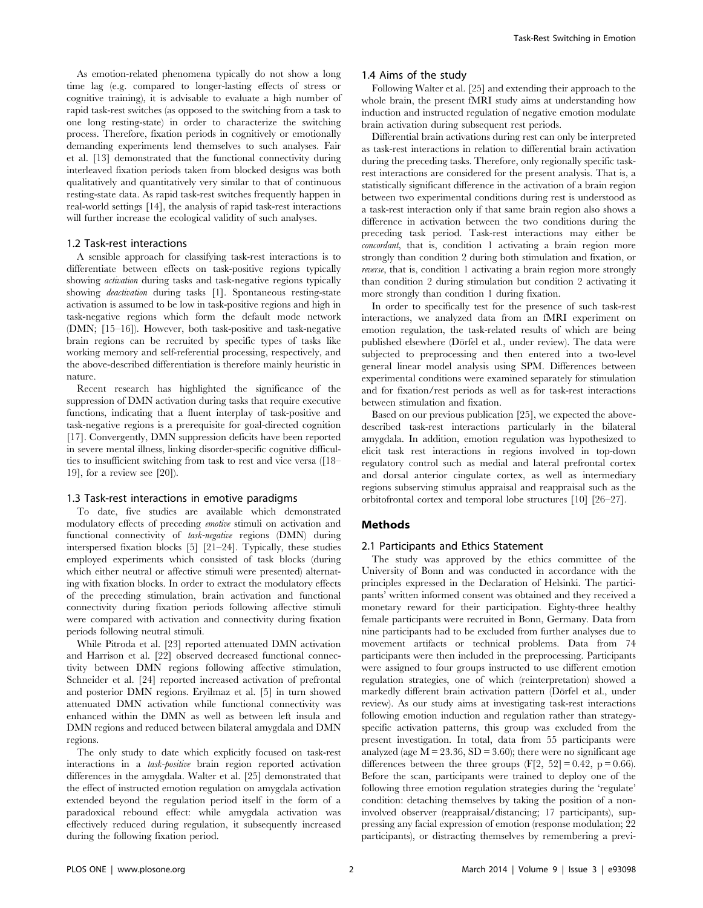As emotion-related phenomena typically do not show a long time lag (e.g. compared to longer-lasting effects of stress or cognitive training), it is advisable to evaluate a high number of rapid task-rest switches (as opposed to the switching from a task to one long resting-state) in order to characterize the switching process. Therefore, fixation periods in cognitively or emotionally demanding experiments lend themselves to such analyses. Fair et al. [13] demonstrated that the functional connectivity during interleaved fixation periods taken from blocked designs was both qualitatively and quantitatively very similar to that of continuous resting-state data. As rapid task-rest switches frequently happen in real-world settings [14], the analysis of rapid task-rest interactions will further increase the ecological validity of such analyses.

### 1.2 Task-rest interactions

A sensible approach for classifying task-rest interactions is to differentiate between effects on task-positive regions typically showing *activation* during tasks and task-negative regions typically showing *deactivation* during tasks [1]. Spontaneous resting-state activation is assumed to be low in task-positive regions and high in task-negative regions which form the default mode network (DMN; [15–16]). However, both task-positive and task-negative brain regions can be recruited by specific types of tasks like working memory and self-referential processing, respectively, and the above-described differentiation is therefore mainly heuristic in nature.

Recent research has highlighted the significance of the suppression of DMN activation during tasks that require executive functions, indicating that a fluent interplay of task-positive and task-negative regions is a prerequisite for goal-directed cognition [17]. Convergently, DMN suppression deficits have been reported in severe mental illness, linking disorder-specific cognitive difficulties to insufficient switching from task to rest and vice versa ([18–19], for a review see [20]).

### 1.3 Task-rest interactions in emotive paradigms

To date, five studies are available which demonstrated modulatory effects of preceding *emotive* stimuli on activation and functional connectivity of *task-negative* regions (DMN) during interspersed fixation blocks [5] [21–24]. Typically, these studies employed experiments which consisted of task blocks (during which either neutral or affective stimuli were presented) alternating with fixation blocks. In order to extract the modulatory effects of the preceding stimulation, brain activation and functional connectivity during fixation periods following affective stimuli were compared with activation and connectivity during fixation periods following neutral stimuli.

While Pitroda et al. [23] reported attenuated DMN activation and Harrison et al. [22] observed decreased functional connectivity between DMN regions following affective stimulation, Schneider et al. [24] reported increased activation of prefrontal and posterior DMN regions. Eryilmaz et al. [5] in turn showed attenuated DMN activation while functional connectivity was enhanced within the DMN as well as between left insula and DMN regions and reduced between bilateral amygdala and DMN regions.

The only study to date which explicitly focused on task-rest interactions in a *task-positive* brain region reported activation differences in the amygdala. Walter et al. [25] demonstrated that the effect of instructed emotion regulation on amygdala activation extended beyond the regulation period itself in the form of a paradoxical rebound effect: while amygdala activation was effectively reduced during regulation, it subsequently increased during the following fixation period.

### 1.4 Aims of the study

Following Walter et al. [25] and extending their approach to the whole brain, the present fMRI study aims at understanding how induction and instructed regulation of negative emotion modulate brain activation during subsequent rest periods.

Differential brain activations during rest can only be interpreted as task-rest interactions in relation to differential brain activation during the preceding tasks. Therefore, only regionally specific task-rest interactions are considered for the present analysis. That is, a statistically significant difference in the activation of a brain region between two experimental conditions during rest is understood as a task-rest interaction only if that same brain region also shows a difference in activation between the two conditions during the preceding task period. Task-rest interactions may either be *concordant*, that is, condition 1 activating a brain region more strongly than condition 2 during both stimulation and fixation, or *reverse*, that is, condition 1 activating a brain region more strongly than condition 2 during stimulation but condition 2 activating it more strongly than condition 1 during fixation.

In order to specifically test for the presence of such task-rest interactions, we analyzed data from an fMRI experiment on emotion regulation, the task-related results of which are being published elsewhere (Dörfel et al., under review). The data were subjected to preprocessing and then entered into a two-level general linear model analysis using SPM. Differences between experimental conditions were examined separately for stimulation and for fixation/rest periods as well as for task-rest interactions between stimulation and fixation.

Based on our previous publication [25], we expected the above-described task-rest interactions particularly in the bilateral amygdala. In addition, emotion regulation was hypothesized to elicit task rest interactions in regions involved in top-down regulatory control such as medial and lateral prefrontal cortex and dorsal anterior cingulate cortex, as well as intermediary regions subserving stimulus appraisal and reappraisal such as the orbitofrontal cortex and temporal lobe structures [10] [26–27].

## Methods

### 2.1 Participants and Ethics Statement

The study was approved by the ethics committee of the University of Bonn and was conducted in accordance with the principles expressed in the Declaration of Helsinki. The participants' written informed consent was obtained and they received a monetary reward for their participation. Eighty-three healthy female participants were recruited in Bonn, Germany. Data from nine participants had to be excluded from further analyses due to movement artifacts or technical problems. Data from 74 participants were then included in the preprocessing. Participants were assigned to four groups instructed to use different emotion regulation strategies, one of which (reinterpretation) showed a markedly different brain activation pattern (Dörfel et al., under review). As our study aims at investigating task-rest interactions following emotion induction and regulation rather than strategy-specific activation patterns, this group was excluded from the present investigation. In total, data from 55 participants were analyzed (age $M = 23.36$, $SD = 3.60$); there were no significant age differences between the three groups ($F[2, 52] = 0.42$, $p = 0.66$). Before the scan, participants were trained to deploy one of the following three emotion regulation strategies during the 'regulate' condition: detaching themselves by taking the position of a non-involved observer (reappraisal/distancing; 17 participants), suppressing any facial expression of emotion (response modulation; 22 participants), or distracting themselves by remembering a previ-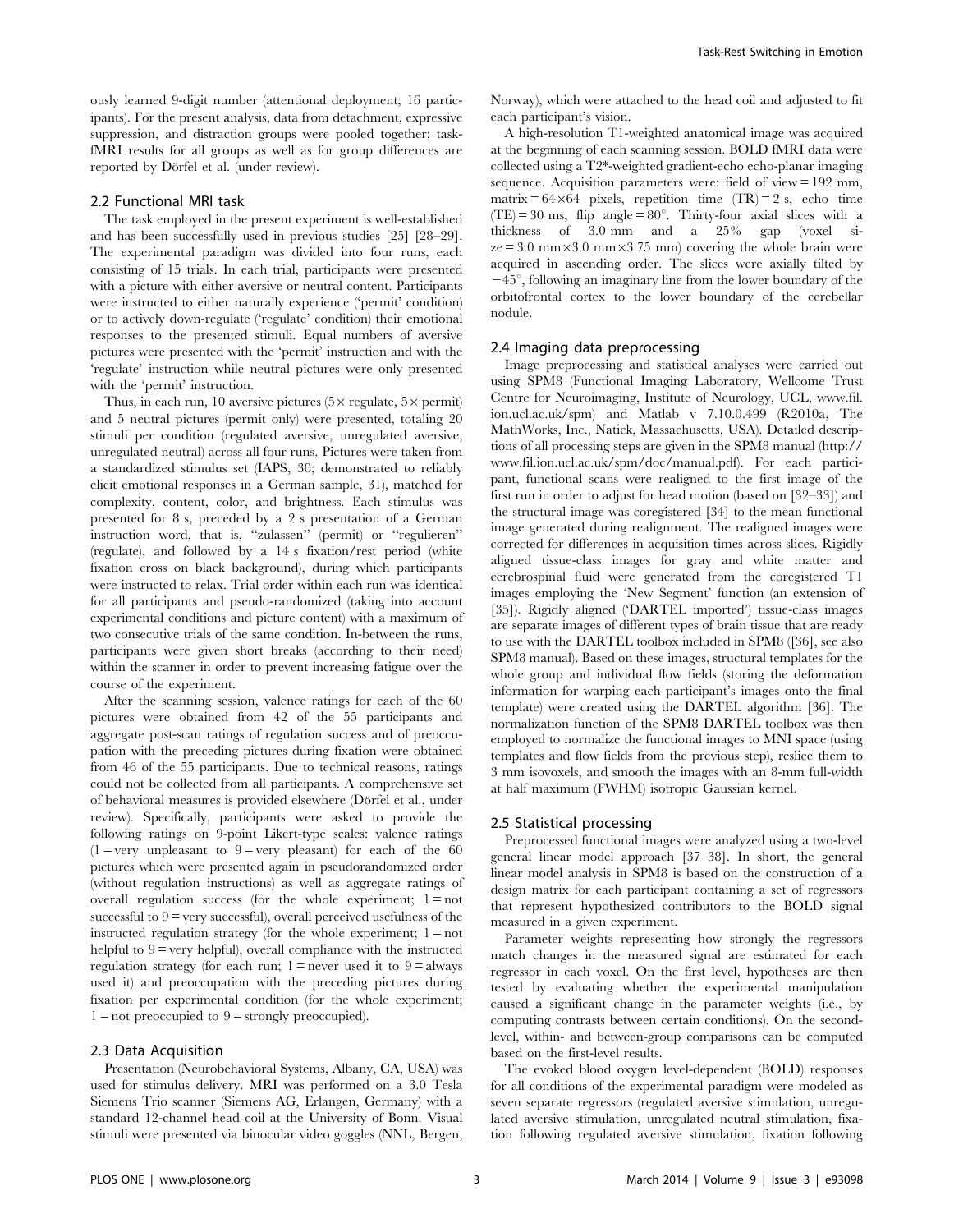ously learned 9-digit number (attentional deployment; 16 participants). For the present analysis, data from detachment, expressive suppression, and distraction groups were pooled together; task-fMRI results for all groups as well as for group differences are reported by Dörfel et al. (under review).

## 2.2 Functional MRI task

The task employed in the present experiment is well-established and has been successfully used in previous studies [25] [28–29]. The experimental paradigm was divided into four runs, each consisting of 15 trials. In each trial, participants were presented with a picture with either aversive or neutral content. Participants were instructed to either naturally experience ('permit' condition) or to actively down-regulate ('regulate' condition) their emotional responses to the presented stimuli. Equal numbers of aversive pictures were presented with the 'permit' instruction and with the 'regulate' instruction while neutral pictures were only presented with the 'permit' instruction.

Thus, in each run, 10 aversive pictures (5× regulate, 5× permit) and 5 neutral pictures (permit only) were presented, totaling 20 stimuli per condition (regulated aversive, unregulated aversive, unregulated neutral) across all four runs. Pictures were taken from a standardized stimulus set (IAPS, 30; demonstrated to reliably elicit emotional responses in a German sample, 31), matched for complexity, content, color, and brightness. Each stimulus was presented for 8 s, preceded by a 2 s presentation of a German instruction word, that is, "zulassen" (permit) or "regulieren" (regulate), and followed by a 14 s fixation/rest period (white fixation cross on black background), during which participants were instructed to relax. Trial order within each run was identical for all participants and pseudo-randomized (taking into account experimental conditions and picture content) with a maximum of two consecutive trials of the same condition. In-between the runs, participants were given short breaks (according to their need) within the scanner in order to prevent increasing fatigue over the course of the experiment.

After the scanning session, valence ratings for each of the 60 pictures were obtained from 42 of the 55 participants and aggregate post-scan ratings of regulation success and of preoccupation with the preceding pictures during fixation were obtained from 46 of the 55 participants. Due to technical reasons, ratings could not be collected from all participants. A comprehensive set of behavioral measures is provided elsewhere (Dörfel et al., under review). Specifically, participants were asked to provide the following ratings on 9-point Likert-type scales: valence ratings (1 = very unpleasant to 9 = very pleasant) for each of the 60 pictures which were presented again in pseudorandomized order (without regulation instructions) as well as aggregate ratings of overall regulation success (for the whole experiment; 1 = not successful to 9 = very successful), overall perceived usefulness of the instructed regulation strategy (for the whole experiment; 1 = not helpful to 9 = very helpful), overall compliance with the instructed regulation strategy (for each run; 1 = never used it to 9 = always used it) and preoccupation with the preceding pictures during fixation per experimental condition (for the whole experiment; 1 = not preoccupied to 9 = strongly preoccupied).

## 2.3 Data Acquisition

Presentation (Neurobehavioral Systems, Albany, CA, USA) was used for stimulus delivery. MRI was performed on a 3.0 Tesla Siemens Trio scanner (Siemens AG, Erlangen, Germany) with a standard 12-channel head coil at the University of Bonn. Visual stimuli were presented via binocular video goggles (NNL, Bergen, Norway), which were attached to the head coil and adjusted to fit each participant's vision.

A high-resolution T1-weighted anatomical image was acquired at the beginning of each scanning session. BOLD fMRI data were collected using a T2*-weighted gradient-echo echo-planar imaging sequence. Acquisition parameters were: field of view = 192 mm, matrix = 64×64 pixels, repetition time (TR) = 2 s, echo time (TE) = 30 ms, flip angle = 80°. Thirty-four axial slices with a thickness of 3.0 mm and a 25% gap (voxel size = 3.0 mm×3.0 mm×3.75 mm) covering the whole brain were acquired in ascending order. The slices were axially tilted by −45°, following an imaginary line from the lower boundary of the orbitofrontal cortex to the lower boundary of the cerebellar nodule.

## 2.4 Imaging data preprocessing

Image preprocessing and statistical analyses were carried out using SPM8 (Functional Imaging Laboratory, Wellcome Trust Centre for Neuroimaging, Institute of Neurology, UCL, www.fil.ion.ucl.ac.uk/spm) and Matlab v 7.10.0.499 (R2010a, The MathWorks, Inc., Natick, Massachusetts, USA). Detailed descriptions of all processing steps are given in the SPM8 manual (http://www.fil.ion.ucl.ac.uk/spm/doc/manual.pdf). For each participant, functional scans were realigned to the first image of the first run in order to adjust for head motion (based on [32–33]) and the structural image was coregistered [34] to the mean functional image generated during realignment. The realigned images were corrected for differences in acquisition times across slices. Rigidly aligned tissue-class images for gray and white matter and cerebrospinal fluid were generated from the coregistered T1 images employing the 'New Segment' function (an extension of [35]). Rigidly aligned ('DARTEL imported') tissue-class images are separate images of different types of brain tissue that are ready to use with the DARTEL toolbox included in SPM8 ([36], see also SPM8 manual). Based on these images, structural templates for the whole group and individual flow fields (storing the deformation information for warping each participant's images onto the final template) were created using the DARTEL algorithm [36]. The normalization function of the SPM8 DARTEL toolbox was then employed to normalize the functional images to MNI space (using templates and flow fields from the previous step), reslice them to 3 mm isovoxels, and smooth the images with an 8-mm full-width at half maximum (FWHM) isotropic Gaussian kernel.

## 2.5 Statistical processing

Preprocessed functional images were analyzed using a two-level general linear model approach [37–38]. In short, the general linear model analysis in SPM8 is based on the construction of a design matrix for each participant containing a set of regressors that represent hypothesized contributors to the BOLD signal measured in a given experiment.

Parameter weights representing how strongly the regressors match changes in the measured signal are estimated for each regressor in each voxel. On the first level, hypotheses are then tested by evaluating whether the experimental manipulation caused a significant change in the parameter weights (i.e., by computing contrasts between certain conditions). On the second-level, within- and between-group comparisons can be computed based on the first-level results.

The evoked blood oxygen level-dependent (BOLD) responses for all conditions of the experimental paradigm were modeled as seven separate regressors (regulated aversive stimulation, unregulated aversive stimulation, unregulated neutral stimulation, fixation following regulated aversive stimulation, fixation following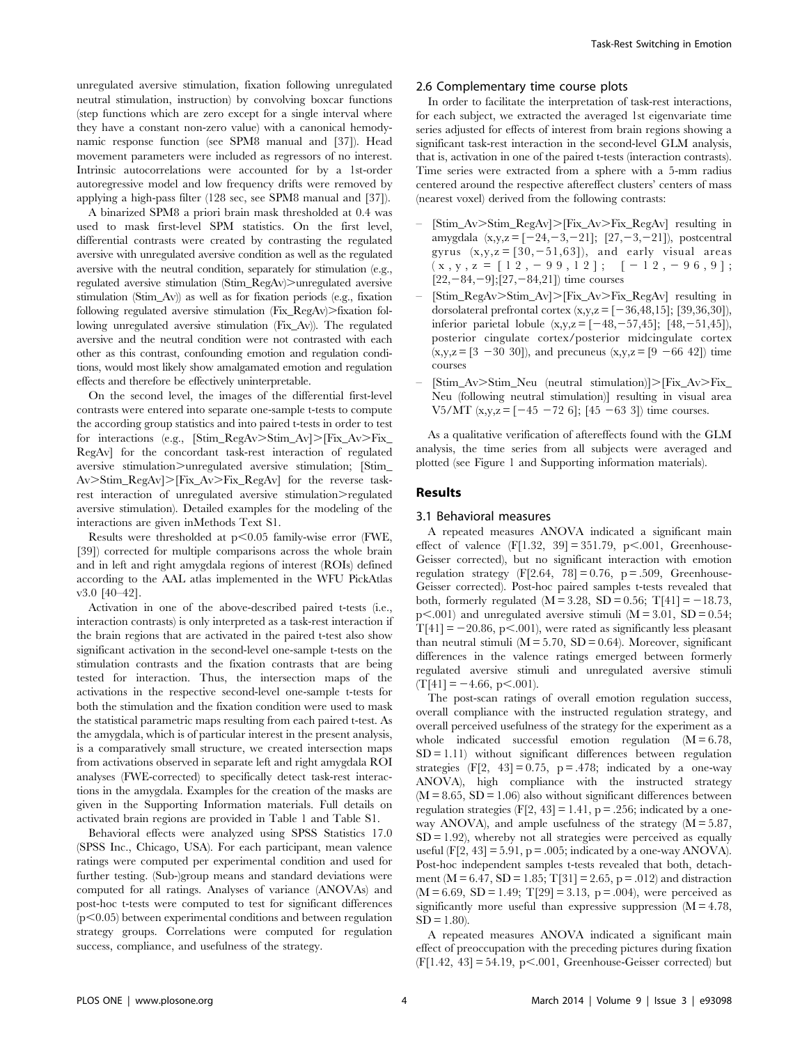unregulated aversive stimulation, fixation following unregulated neutral stimulation, instruction) by convolving boxcar functions (step functions which are zero except for a single interval where they have a constant non-zero value) with a canonical hemodynamic response function (see SPM8 manual and [37]). Head movement parameters were included as regressors of no interest. Intrinsic autocorrelations were accounted for by a 1st-order autoregressive model and low frequency drifts were removed by applying a high-pass filter (128 sec, see SPM8 manual and [37]).

A binarized SPM8 a priori brain mask thresholded at 0.4 was used to mask first-level SPM statistics. On the first level, differential contrasts were created by contrasting the regulated aversive with unregulated aversive condition as well as the regulated aversive with the neutral condition, separately for stimulation (e.g., regulated aversive stimulation (Stim_RegAv)>unregulated aversive stimulation (Stim_Av)) as well as for fixation periods (e.g., fixation following regulated aversive stimulation (Fix_RegAv)>fixation following unregulated aversive stimulation (Fix_Av)). The regulated aversive and the neutral condition were not contrasted with each other as this contrast, confounding emotion and regulation conditions, would most likely show amalgamated emotion and regulation effects and therefore be effectively uninterpretable.

On the second level, the images of the differential first-level contrasts were entered into separate one-sample t-tests to compute the according group statistics and into paired t-tests in order to test for interactions (e.g., [Stim_RegAv>Stim_Av]>[Fix_Av>Fix_RegAv] for the concordant task-rest interaction of regulated aversive stimulation>unregulated aversive stimulation; [Stim_Av>Stim_RegAv]>[Fix_Av>Fix_RegAv] for the reverse task-rest interaction of unregulated aversive stimulation>regulated aversive stimulation). Detailed examples for the modeling of the interactions are given inMethods Text S1.

Results were thresholded at $p<0.05$ family-wise error (FWE, [39]) corrected for multiple comparisons across the whole brain and in left and right amygdala regions of interest (ROIs) defined according to the AAL atlas implemented in the WFU PickAtlas v3.0 [40–42].

Activation in one of the above-described paired t-tests (i.e., interaction contrasts) is only interpreted as a task-rest interaction if the brain regions that are activated in the paired t-test also show significant activation in the second-level one-sample t-tests on the stimulation contrasts and the fixation contrasts that are being tested for interaction. Thus, the intersection maps of the activations in the respective second-level one-sample t-tests for both the stimulation and the fixation condition were used to mask the statistical parametric maps resulting from each paired t-test. As the amygdala, which is of particular interest in the present analysis, is a comparatively small structure, we created intersection maps from activations observed in separate left and right amygdala ROI analyses (FWE-corrected) to specifically detect task-rest interactions in the amygdala. Examples for the creation of the masks are given in the Supporting Information materials. Full details on activated brain regions are provided in Table 1 and Table S1.

Behavioral effects were analyzed using SPSS Statistics 17.0 (SPSS Inc., Chicago, USA). For each participant, mean valence ratings were computed per experimental condition and used for further testing. (Sub-)group means and standard deviations were computed for all ratings. Analyses of variance (ANOVAs) and post-hoc t-tests were computed to test for significant differences ($p<0.05$) between experimental conditions and between regulation strategy groups. Correlations were computed for regulation success, compliance, and usefulness of the strategy.

### 2.6 Complementary time course plots

In order to facilitate the interpretation of task-rest interactions, for each subject, we extracted the averaged 1st eigenvariate time series adjusted for effects of interest from brain regions showing a significant task-rest interaction in the second-level GLM analysis, that is, activation in one of the paired t-tests (interaction contrasts). Time series were extracted from a sphere with a 5-mm radius centered around the respective aftereffect clusters' centers of mass (nearest voxel) derived from the following contrasts:

- [Stim_Av>Stim_RegAv]>[Fix_Av>Fix_RegAv] resulting in amygdala (x,y,z = [−24,−3,−21]; [27,−3,−21]), postcentral gyrus (x,y,z = [30,−51,63]), and early visual areas (x,y,z = [12,−99,12]; [−12,−96,9]; [22,−84,−9];[27,−84,21]) time courses
- [Stim_RegAv>Stim_Av]>[Fix_Av>Fix_RegAv] resulting in dorsolateral prefrontal cortex (x,y,z = [−36,48,15]; [39,36,30]), inferior parietal lobule (x,y,z = [−48,−57,45]; [48,−51,45]), posterior cingulate cortex/posterior midcingulate cortex (x,y,z = [3 −30 30]), and precuneus (x,y,z = [9 −66 42]) time courses
- [Stim_Av>Stim_Neu (neutral stimulation)]>[Fix_Av>Fix_Neu (following neutral stimulation)] resulting in visual area V5/MT (x,y,z = [−45 −72 6]; [45 −63 3]) time courses.

As a qualitative verification of aftereffects found with the GLM analysis, the time series from all subjects were averaged and plotted (see Figure 1 and Supporting information materials).

## Results

### 3.1 Behavioral measures

A repeated measures ANOVA indicated a significant main effect of valence ($F[1.32, 39] = 351.79$, $p<.001$, Greenhouse-Geisser corrected), but no significant interaction with emotion regulation strategy ($F[2.64, 78] = 0.76$, $p = .509$, Greenhouse-Geisser corrected). Post-hoc paired samples t-tests revealed that both, formerly regulated ($M = 3.28$, $SD = 0.56$; $T[41] = -18.73$, $p<.001$) and unregulated aversive stimuli ($M = 3.01$, $SD = 0.54$; $T[41] = -20.86$, $p<.001$), were rated as significantly less pleasant than neutral stimuli ($M = 5.70$, $SD = 0.64$). Moreover, significant differences in the valence ratings emerged between formerly regulated aversive stimuli and unregulated aversive stimuli ($T[41] = -4.66$, $p<.001$).

The post-scan ratings of overall emotion regulation success, overall compliance with the instructed regulation strategy, and overall perceived usefulness of the strategy for the experiment as a whole indicated successful emotion regulation ($M = 6.78$, $SD = 1.11$) without significant differences between regulation strategies ($F[2, 43] = 0.75$, $p = .478$; indicated by a one-way ANOVA), high compliance with the instructed strategy ($M = 8.65$, $SD = 1.06$) also without significant differences between regulation strategies ($F[2, 43] = 1.41$, $p = .256$; indicated by a one-way ANOVA), and ample usefulness of the strategy ($M = 5.87$, $SD = 1.92$), whereby not all strategies were perceived as equally useful ($F[2, 43] = 5.91$, $p = .005$; indicated by a one-way ANOVA). Post-hoc independent samples t-tests revealed that both, detachment ($M = 6.47$, $SD = 1.85$; $T[31] = 2.65$, $p = .012$) and distraction ($M = 6.69$, $SD = 1.49$; $T[29] = 3.13$, $p = .004$), were perceived as significantly more useful than expressive suppression ($M = 4.78$, $SD = 1.80$).

A repeated measures ANOVA indicated a significant main effect of preoccupation with the preceding pictures during fixation ($F[1.42, 43] = 54.19$, $p<.001$, Greenhouse-Geisser corrected) but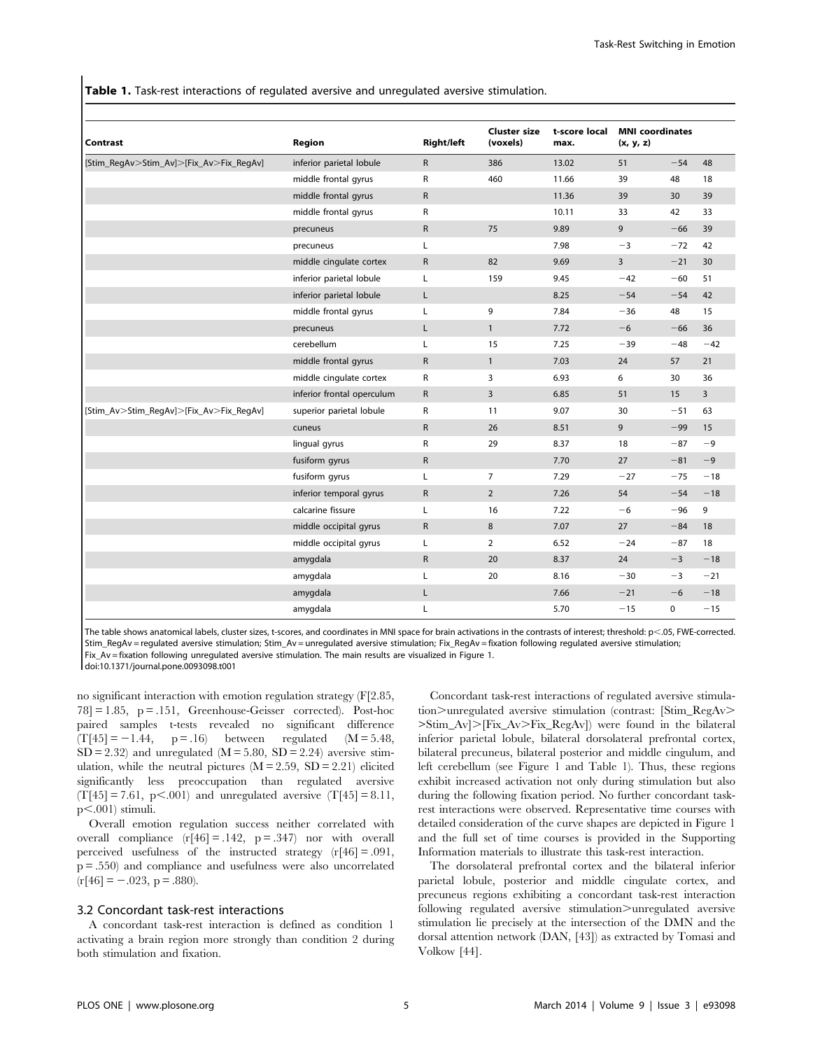**Table 1.** Task-rest interactions of regulated aversive and unregulated aversive stimulation.

| Contrast | Region | Right/left | Cluster size (voxels) | t-score local max. | MNI coordinates (x, y, z) | | |
|---|---|---|---|---|---|---|---|
| [Stim_RegAv>Stim_Av]>[Fix_Av>Fix_RegAv] | inferior parietal lobule | R | 386 | 13.02 | 51 | −54 | 48 |
| | middle frontal gyrus | R | 460 | 11.66 | 39 | 48 | 18 |
| | middle frontal gyrus | R | | 11.36 | 39 | 30 | 39 |
| | middle frontal gyrus | R | | 10.11 | 33 | 42 | 33 |
| | precuneus | R | 75 | 9.89 | 9 | −66 | 39 |
| | precuneus | L | | 7.98 | −3 | −72 | 42 |
| | middle cingulate cortex | R | 82 | 9.69 | 3 | −21 | 30 |
| | inferior parietal lobule | L | 159 | 9.45 | −42 | −60 | 51 |
| | inferior parietal lobule | L | | 8.25 | −54 | −54 | 42 |
| | middle frontal gyrus | L | 9 | 7.84 | −36 | 48 | 15 |
| | precuneus | L | 1 | 7.72 | −6 | −66 | 36 |
| | cerebellum | L | 15 | 7.25 | −39 | −48 | −42 |
| | middle frontal gyrus | R | 1 | 7.03 | 24 | 57 | 21 |
| | middle cingulate cortex | R | 3 | 6.93 | 6 | 30 | 36 |
| | inferior frontal operculum | R | 3 | 6.85 | 51 | 15 | 3 |
| [Stim_Av>Stim_RegAv]>[Fix_Av>Fix_RegAv] | superior parietal lobule | R | 11 | 9.07 | 30 | −51 | 63 |
| | cuneus | R | 26 | 8.51 | 9 | −99 | 15 |
| | lingual gyrus | R | 29 | 8.37 | 18 | −87 | −9 |
| | fusiform gyrus | R | | 7.70 | 27 | −81 | −9 |
| | fusiform gyrus | L | 7 | 7.29 | −27 | −75 | −18 |
| | inferior temporal gyrus | R | 2 | 7.26 | 54 | −54 | −18 |
| | calcarine fissure | L | 16 | 7.22 | −6 | −96 | 9 |
| | middle occipital gyrus | R | 8 | 7.07 | 27 | −84 | 18 |
| | middle occipital gyrus | L | 2 | 6.52 | −24 | −87 | 18 |
| | amygdala | R | 20 | 8.37 | 24 | −3 | −18 |
| | amygdala | L | 20 | 8.16 | −30 | −3 | −21 |
| | amygdala | L | | 7.66 | −21 | −6 | −18 |
| | amygdala | L | | 5.70 | −15 | 0 | −15 |

The table shows anatomical labels, cluster sizes, t-scores, and coordinates in MNI space for brain activations in the contrasts of interest; threshold: $p<.05$, FWE-corrected. Stim_RegAv = regulated aversive stimulation; Stim_Av = unregulated aversive stimulation; Fix_RegAv = fixation following regulated aversive stimulation; Fix_Av = fixation following unregulated aversive stimulation. The main results are visualized in Figure 1.
doi:10.1371/journal.pone.0093098.t001

no significant interaction with emotion regulation strategy ($F[2.85, 78] = 1.85$, $p = .151$, Greenhouse-Geisser corrected). Post-hoc paired samples t-tests revealed no significant difference ($T[45] = -1.44$, $p = .16$) between regulated ($M = 5.48$, $SD = 2.32$) and unregulated ($M = 5.80$, $SD = 2.24$) aversive stimulation, while the neutral pictures ($M = 2.59$, $SD = 2.21$) elicited significantly less preoccupation than regulated aversive ($T[45] = 7.61$, $p<.001$) and unregulated aversive ($T[45] = 8.11$, $p<.001$) stimuli.

Overall emotion regulation success neither correlated with overall compliance ($r[46] = .142$, $p = .347$) nor with overall perceived usefulness of the instructed strategy ($r[46] = .091$, $p = .550$) and compliance and usefulness were also uncorrelated ($r[46] = -.023$, $p = .880$).

### 3.2 Concordant task-rest interactions

A concordant task-rest interaction is defined as condition 1 activating a brain region more strongly than condition 2 during both stimulation and fixation.

Concordant task-rest interactions of regulated aversive stimulation>unregulated aversive stimulation (contrast: [Stim_RegAv>>Stim_Av]>[Fix_Av>Fix_RegAv]) were found in the bilateral inferior parietal lobule, bilateral dorsolateral prefrontal cortex, bilateral precuneus, bilateral posterior and middle cingulum, and left cerebellum (see Figure 1 and Table 1). Thus, these regions exhibit increased activation not only during stimulation but also during the following fixation period. No further concordant task-rest interactions were observed. Representative time courses with detailed consideration of the curve shapes are depicted in Figure 1 and the full set of time courses is provided in the Supporting Information materials to illustrate this task-rest interaction.

The dorsolateral prefrontal cortex and the bilateral inferior parietal lobule, posterior and middle cingulate cortex, and precuneus regions exhibiting a concordant task-rest interaction following regulated aversive stimulation>unregulated aversive stimulation lie precisely at the intersection of the DMN and the dorsal attention network (DAN, [43]) as extracted by Tomasi and Volkow [44].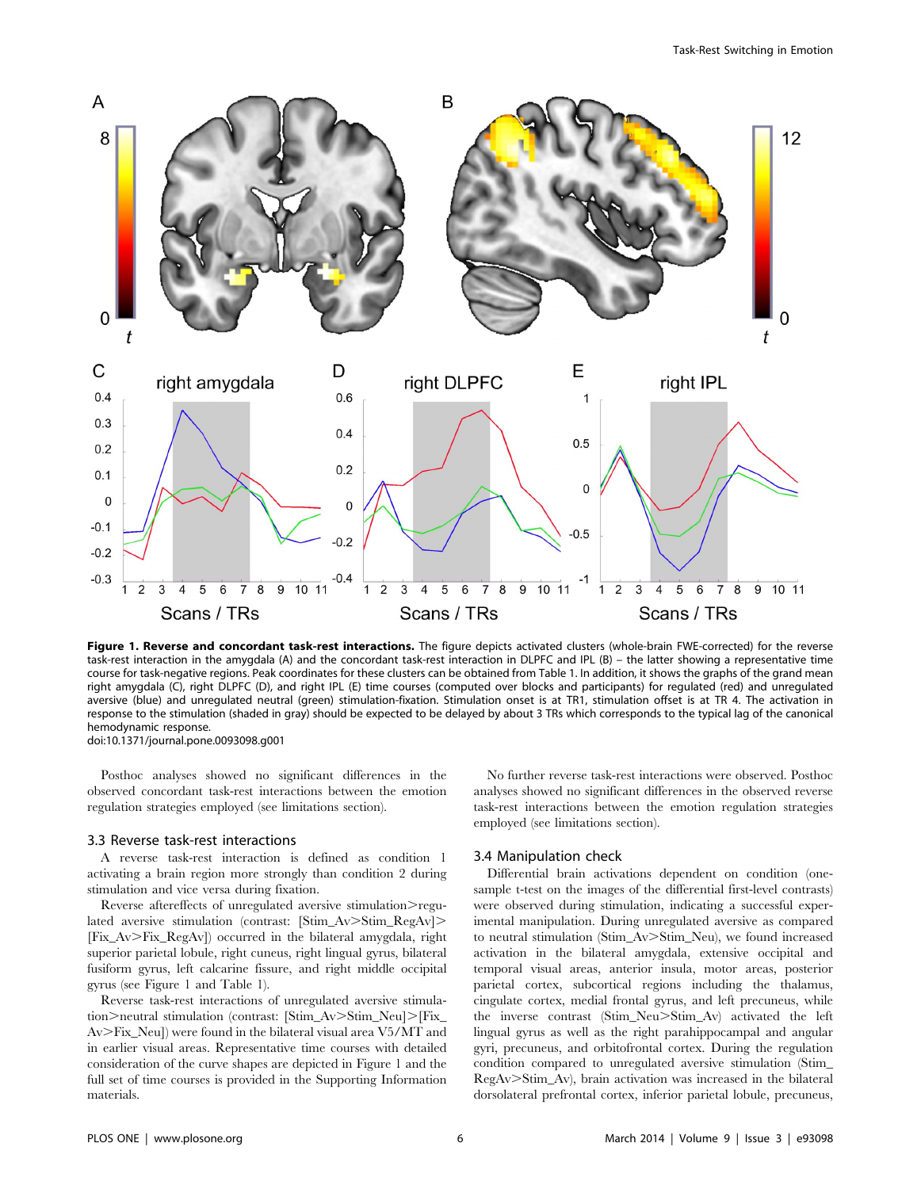**Figure 1. Reverse and concordant task-rest interactions.** The figure depicts activated clusters (whole-brain FWE-corrected) for the reverse task-rest interaction in the amygdala (A) and the concordant task-rest interaction in DLPFC and IPL (B) – the latter showing a representative time course for task-negative regions. Peak coordinates for these clusters can be obtained from Table 1. In addition, it shows the graphs of the grand mean right amygdala (C), right DLPFC (D), and right IPL (E) time courses (computed over blocks and participants) for regulated (red) and unregulated aversive (blue) and unregulated neutral (green) stimulation-fixation. Stimulation onset is at TR1, stimulation offset is at TR 4. The activation in response to the stimulation (shaded in gray) should be expected to be delayed by about 3 TRs which corresponds to the typical lag of the canonical hemodynamic response.
doi:10.1371/journal.pone.0093098.g001

Posthoc analyses showed no significant differences in the observed concordant task-rest interactions between the emotion regulation strategies employed (see limitations section).

### 3.3 Reverse task-rest interactions

A reverse task-rest interaction is defined as condition 1 activating a brain region more strongly than condition 2 during stimulation and vice versa during fixation.

Reverse aftereffects of unregulated aversive stimulation>regulated aversive stimulation (contrast: [Stim_Av>Stim_RegAv]>[Fix_Av>Fix_RegAv]) occurred in the bilateral amygdala, right superior parietal lobule, right cuneus, right lingual gyrus, bilateral fusiform gyrus, left calcarine fissure, and right middle occipital gyrus (see Figure 1 and Table 1).

Reverse task-rest interactions of unregulated aversive stimulation>neutral stimulation (contrast: [Stim_Av>Stim_Neu]>[Fix_Av>Fix_Neu]) were found in the bilateral visual area V5/MT and in earlier visual areas. Representative time courses with detailed consideration of the curve shapes are depicted in Figure 1 and the full set of time courses is provided in the Supporting Information materials.

No further reverse task-rest interactions were observed. Posthoc analyses showed no significant differences in the observed reverse task-rest interactions between the emotion regulation strategies employed (see limitations section).

### 3.4 Manipulation check

Differential brain activations dependent on condition (one-sample t-test on the images of the differential first-level contrasts) were observed during stimulation, indicating a successful experimental manipulation. During unregulated aversive as compared to neutral stimulation (Stim_Av>Stim_Neu), we found increased activation in the bilateral amygdala, extensive occipital and temporal visual areas, anterior insula, motor areas, posterior parietal cortex, subcortical regions including the thalamus, cingulate cortex, medial frontal gyrus, and left precuneus, while the inverse contrast (Stim_Neu>Stim_Av) activated the left lingual gyrus as well as the right parahippocampal and angular gyri, precuneus, and orbitofrontal cortex. During the regulation condition compared to unregulated aversive stimulation (Stim_RegAv>Stim_Av), brain activation was increased in the bilateral dorsolateral prefrontal cortex, inferior parietal lobule, precuneus,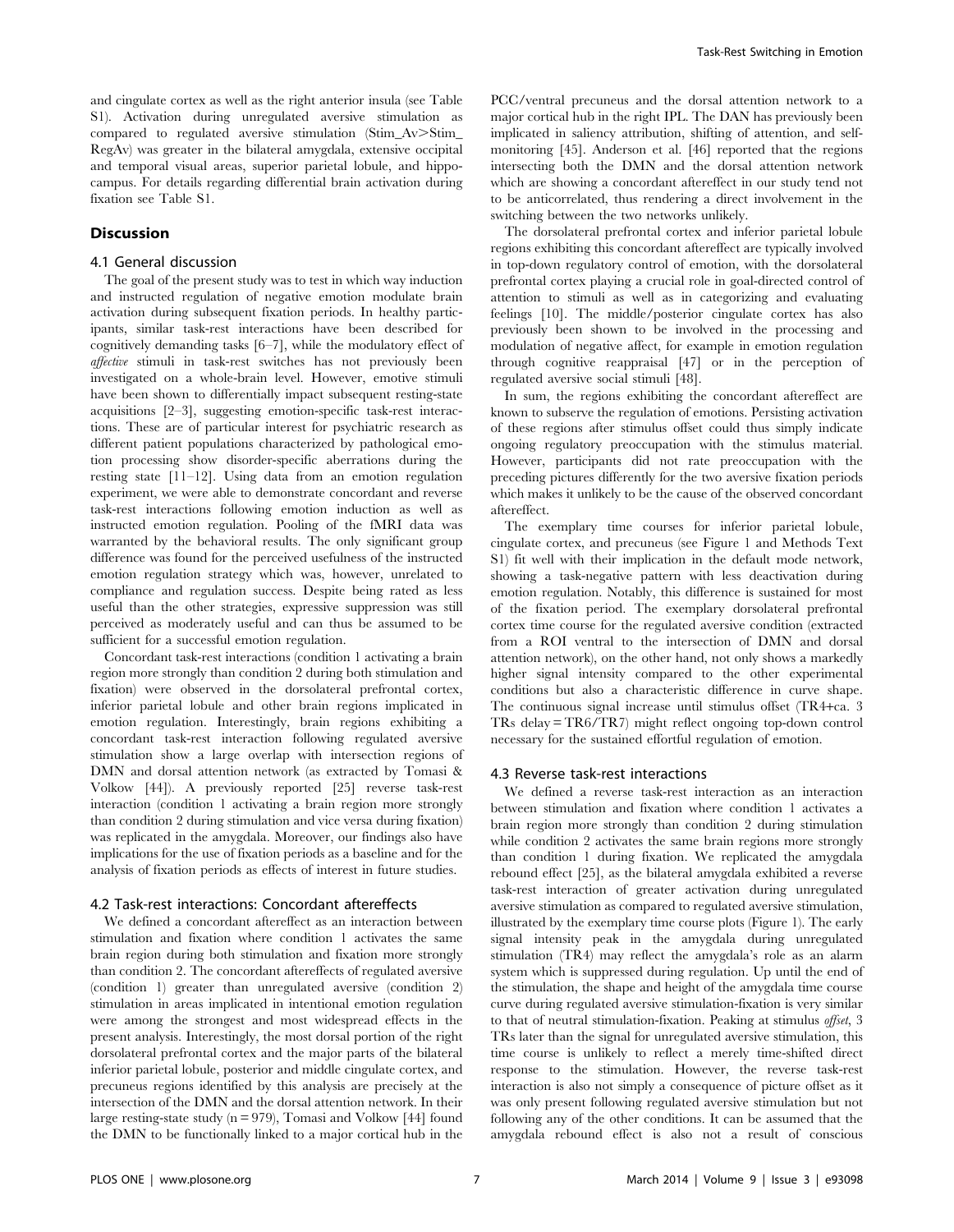and cingulate cortex as well as the right anterior insula (see Table S1). Activation during unregulated aversive stimulation as compared to regulated aversive stimulation (Stim_Av>Stim_RegAv) was greater in the bilateral amygdala, extensive occipital and temporal visual areas, superior parietal lobule, and hippocampus. For details regarding differential brain activation during fixation see Table S1.

## Discussion

### 4.1 General discussion

The goal of the present study was to test in which way induction and instructed regulation of negative emotion modulate brain activation during subsequent fixation periods. In healthy participants, similar task-rest interactions have been described for cognitively demanding tasks [6–7], while the modulatory effect of *affective* stimuli in task-rest switches has not previously been investigated on a whole-brain level. However, emotive stimuli have been shown to differentially impact subsequent resting-state acquisitions [2–3], suggesting emotion-specific task-rest interactions. These are of particular interest for psychiatric research as different patient populations characterized by pathological emotion processing show disorder-specific aberrations during the resting state [11–12]. Using data from an emotion regulation experiment, we were able to demonstrate concordant and reverse task-rest interactions following emotion induction as well as instructed emotion regulation. Pooling of the fMRI data was warranted by the behavioral results. The only significant group difference was found for the perceived usefulness of the instructed emotion regulation strategy which was, however, unrelated to compliance and regulation success. Despite being rated as less useful than the other strategies, expressive suppression was still perceived as moderately useful and can thus be assumed to be sufficient for a successful emotion regulation.

Concordant task-rest interactions (condition 1 activating a brain region more strongly than condition 2 during both stimulation and fixation) were observed in the dorsolateral prefrontal cortex, inferior parietal lobule and other brain regions implicated in emotion regulation. Interestingly, brain regions exhibiting a concordant task-rest interaction following regulated aversive stimulation show a large overlap with intersection regions of DMN and dorsal attention network (as extracted by Tomasi & Volkow [44]). A previously reported [25] reverse task-rest interaction (condition 1 activating a brain region more strongly than condition 2 during stimulation and vice versa during fixation) was replicated in the amygdala. Moreover, our findings also have implications for the use of fixation periods as a baseline and for the analysis of fixation periods as effects of interest in future studies.

### 4.2 Task-rest interactions: Concordant aftereffects

We defined a concordant aftereffect as an interaction between stimulation and fixation where condition 1 activates the same brain region during both stimulation and fixation more strongly than condition 2. The concordant aftereffects of regulated aversive (condition 1) greater than unregulated aversive (condition 2) stimulation in areas implicated in intentional emotion regulation were among the strongest and most widespread effects in the present analysis. Interestingly, the most dorsal portion of the right dorsolateral prefrontal cortex and the major parts of the bilateral inferior parietal lobule, posterior and middle cingulate cortex, and precuneus regions identified by this analysis are precisely at the intersection of the DMN and the dorsal attention network. In their large resting-state study (n = 979), Tomasi and Volkow [44] found the DMN to be functionally linked to a major cortical hub in the PCC/ventral precuneus and the dorsal attention network to a major cortical hub in the right IPL. The DAN has previously been implicated in saliency attribution, shifting of attention, and self-monitoring [45]. Anderson et al. [46] reported that the regions intersecting both the DMN and the dorsal attention network which are showing a concordant aftereffect in our study tend not to be anticorrelated, thus rendering a direct involvement in the switching between the two networks unlikely.

The dorsolateral prefrontal cortex and inferior parietal lobule regions exhibiting this concordant aftereffect are typically involved in top-down regulatory control of emotion, with the dorsolateral prefrontal cortex playing a crucial role in goal-directed control of attention to stimuli as well as in categorizing and evaluating feelings [10]. The middle/posterior cingulate cortex has also previously been shown to be involved in the processing and modulation of negative affect, for example in emotion regulation through cognitive reappraisal [47] or in the perception of regulated aversive social stimuli [48].

In sum, the regions exhibiting the concordant aftereffect are known to subserve the regulation of emotions. Persisting activation of these regions after stimulus offset could thus simply indicate ongoing regulatory preoccupation with the stimulus material. However, participants did not rate preoccupation with the preceding pictures differently for the two aversive fixation periods which makes it unlikely to be the cause of the observed concordant aftereffect.

The exemplary time courses for inferior parietal lobule, cingulate cortex, and precuneus (see Figure 1 and Methods Text S1) fit well with their implication in the default mode network, showing a task-negative pattern with less deactivation during emotion regulation. Notably, this difference is sustained for most of the fixation period. The exemplary dorsolateral prefrontal cortex time course for the regulated aversive condition (extracted from a ROI ventral to the intersection of DMN and dorsal attention network), on the other hand, not only shows a markedly higher signal intensity compared to the other experimental conditions but also a characteristic difference in curve shape. The continuous signal increase until stimulus offset (TR4+ca. 3 TRs delay = TR6/TR7) might reflect ongoing top-down control necessary for the sustained effortful regulation of emotion.

### 4.3 Reverse task-rest interactions

We defined a reverse task-rest interaction as an interaction between stimulation and fixation where condition 1 activates a brain region more strongly than condition 2 during stimulation while condition 2 activates the same brain regions more strongly than condition 1 during fixation. We replicated the amygdala rebound effect [25], as the bilateral amygdala exhibited a reverse task-rest interaction of greater activation during unregulated aversive stimulation as compared to regulated aversive stimulation, illustrated by the exemplary time course plots (Figure 1). The early signal intensity peak in the amygdala during unregulated stimulation (TR4) may reflect the amygdala's role as an alarm system which is suppressed during regulation. Up until the end of the stimulation, the shape and height of the amygdala time course curve during regulated aversive stimulation-fixation is very similar to that of neutral stimulation-fixation. Peaking at stimulus *offset*, 3 TRs later than the signal for unregulated aversive stimulation, this time course is unlikely to reflect a merely time-shifted direct response to the stimulation. However, the reverse task-rest interaction is also not simply a consequence of picture offset as it was only present following regulated aversive stimulation but not following any of the other conditions. It can be assumed that the amygdala rebound effect is also not a result of conscious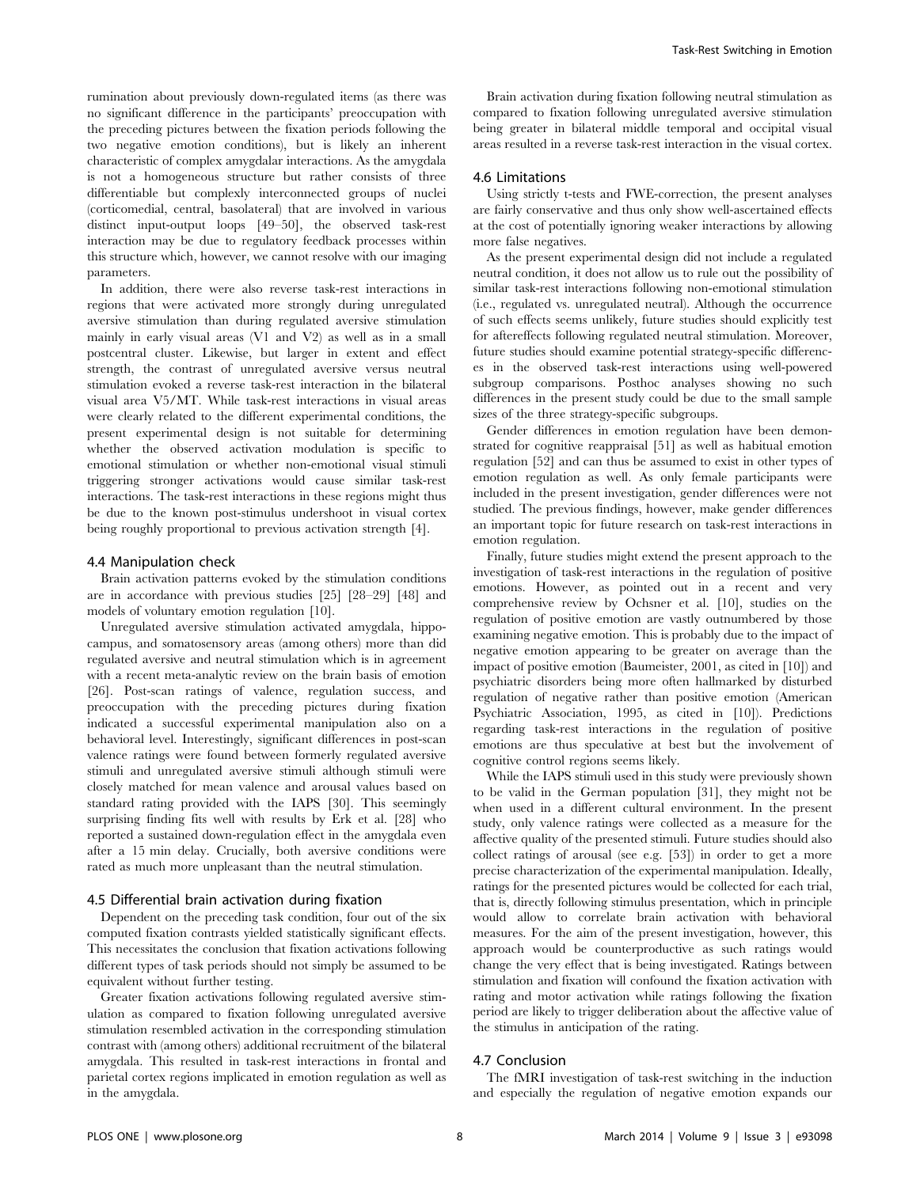rumination about previously down-regulated items (as there was no significant difference in the participants' preoccupation with the preceding pictures between the fixation periods following the two negative emotion conditions), but is likely an inherent characteristic of complex amygdalar interactions. As the amygdala is not a homogeneous structure but rather consists of three differentiable but complexly interconnected groups of nuclei (corticomedial, central, basolateral) that are involved in various distinct input-output loops [49–50], the observed task-rest interaction may be due to regulatory feedback processes within this structure which, however, we cannot resolve with our imaging parameters.

In addition, there were also reverse task-rest interactions in regions that were activated more strongly during unregulated aversive stimulation than during regulated aversive stimulation mainly in early visual areas (V1 and V2) as well as in a small postcentral cluster. Likewise, but larger in extent and effect strength, the contrast of unregulated aversive versus neutral stimulation evoked a reverse task-rest interaction in the bilateral visual area V5/MT. While task-rest interactions in visual areas were clearly related to the different experimental conditions, the present experimental design is not suitable for determining whether the observed activation modulation is specific to emotional stimulation or whether non-emotional visual stimuli triggering stronger activations would cause similar task-rest interactions. The task-rest interactions in these regions might thus be due to the known post-stimulus undershoot in visual cortex being roughly proportional to previous activation strength [4].

### 4.4 Manipulation check

Brain activation patterns evoked by the stimulation conditions are in accordance with previous studies [25] [28–29] [48] and models of voluntary emotion regulation [10].

Unregulated aversive stimulation activated amygdala, hippocampus, and somatosensory areas (among others) more than did regulated aversive and neutral stimulation which is in agreement with a recent meta-analytic review on the brain basis of emotion [26]. Post-scan ratings of valence, regulation success, and preoccupation with the preceding pictures during fixation indicated a successful experimental manipulation also on a behavioral level. Interestingly, significant differences in post-scan valence ratings were found between formerly regulated aversive stimuli and unregulated aversive stimuli although stimuli were closely matched for mean valence and arousal values based on standard rating provided with the IAPS [30]. This seemingly surprising finding fits well with results by Erk et al. [28] who reported a sustained down-regulation effect in the amygdala even after a 15 min delay. Crucially, both aversive conditions were rated as much more unpleasant than the neutral stimulation.

### 4.5 Differential brain activation during fixation

Dependent on the preceding task condition, four out of the six computed fixation contrasts yielded statistically significant effects. This necessitates the conclusion that fixation activations following different types of task periods should not simply be assumed to be equivalent without further testing.

Greater fixation activations following regulated aversive stimulation as compared to fixation following unregulated aversive stimulation resembled activation in the corresponding stimulation contrast with (among others) additional recruitment of the bilateral amygdala. This resulted in task-rest interactions in frontal and parietal cortex regions implicated in emotion regulation as well as in the amygdala.

Brain activation during fixation following neutral stimulation as compared to fixation following unregulated aversive stimulation being greater in bilateral middle temporal and occipital visual areas resulted in a reverse task-rest interaction in the visual cortex.

### 4.6 Limitations

Using strictly t-tests and FWE-correction, the present analyses are fairly conservative and thus only show well-ascertained effects at the cost of potentially ignoring weaker interactions by allowing more false negatives.

As the present experimental design did not include a regulated neutral condition, it does not allow us to rule out the possibility of similar task-rest interactions following non-emotional stimulation (i.e., regulated vs. unregulated neutral). Although the occurrence of such effects seems unlikely, future studies should explicitly test for aftereffects following regulated neutral stimulation. Moreover, future studies should examine potential strategy-specific differences in the observed task-rest interactions using well-powered subgroup comparisons. Posthoc analyses showing no such differences in the present study could be due to the small sample sizes of the three strategy-specific subgroups.

Gender differences in emotion regulation have been demonstrated for cognitive reappraisal [51] as well as habitual emotion regulation [52] and can thus be assumed to exist in other types of emotion regulation as well. As only female participants were included in the present investigation, gender differences were not studied. The previous findings, however, make gender differences an important topic for future research on task-rest interactions in emotion regulation.

Finally, future studies might extend the present approach to the investigation of task-rest interactions in the regulation of positive emotions. However, as pointed out in a recent and very comprehensive review by Ochsner et al. [10], studies on the regulation of positive emotion are vastly outnumbered by those examining negative emotion. This is probably due to the impact of negative emotion appearing to be greater on average than the impact of positive emotion (Baumeister, 2001, as cited in [10]) and psychiatric disorders being more often hallmarked by disturbed regulation of negative rather than positive emotion (American Psychiatric Association, 1995, as cited in [10]). Predictions regarding task-rest interactions in the regulation of positive emotions are thus speculative at best but the involvement of cognitive control regions seems likely.

While the IAPS stimuli used in this study were previously shown to be valid in the German population [31], they might not be when used in a different cultural environment. In the present study, only valence ratings were collected as a measure for the affective quality of the presented stimuli. Future studies should also collect ratings of arousal (see e.g. [53]) in order to get a more precise characterization of the experimental manipulation. Ideally, ratings for the presented pictures would be collected for each trial, that is, directly following stimulus presentation, which in principle would allow to correlate brain activation with behavioral measures. For the aim of the present investigation, however, this approach would be counterproductive as such ratings would change the very effect that is being investigated. Ratings between stimulation and fixation will confound the fixation activation with rating and motor activation while ratings following the fixation period are likely to trigger deliberation about the affective value of the stimulus in anticipation of the rating.

### 4.7 Conclusion

The fMRI investigation of task-rest switching in the induction and especially the regulation of negative emotion expands our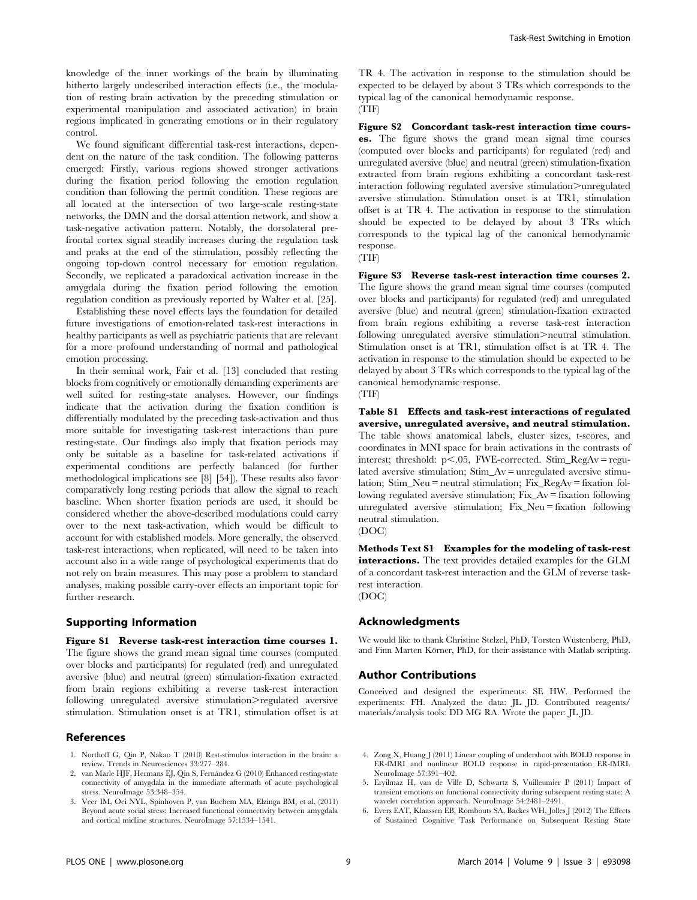knowledge of the inner workings of the brain by illuminating hitherto largely undescribed interaction effects (i.e., the modulation of resting brain activation by the preceding stimulation or experimental manipulation and associated activation) in brain regions implicated in generating emotions or in their regulatory control.

We found significant differential task-rest interactions, dependent on the nature of the task condition. The following patterns emerged: Firstly, various regions showed stronger activations during the fixation period following the emotion regulation condition than following the permit condition. These regions are all located at the intersection of two large-scale resting-state networks, the DMN and the dorsal attention network, and show a task-negative activation pattern. Notably, the dorsolateral prefrontal cortex signal steadily increases during the regulation task and peaks at the end of the stimulation, possibly reflecting the ongoing top-down control necessary for emotion regulation. Secondly, we replicated a paradoxical activation increase in the amygdala during the fixation period following the emotion regulation condition as previously reported by Walter et al. [25].

Establishing these novel effects lays the foundation for detailed future investigations of emotion-related task-rest interactions in healthy participants as well as psychiatric patients that are relevant for a more profound understanding of normal and pathological emotion processing.

In their seminal work, Fair et al. [13] concluded that resting blocks from cognitively or emotionally demanding experiments are well suited for resting-state analyses. However, our findings indicate that the activation during the fixation condition is differentially modulated by the preceding task-activation and thus more suitable for investigating task-rest interactions than pure resting-state. Our findings also imply that fixation periods may only be suitable as a baseline for task-related activations if experimental conditions are perfectly balanced (for further methodological implications see [8] [54]). These results also favor comparatively long resting periods that allow the signal to reach baseline. When shorter fixation periods are used, it should be considered whether the above-described modulations could carry over to the next task-activation, which would be difficult to account for with established models. More generally, the observed task-rest interactions, when replicated, will need to be taken into account also in a wide range of psychological experiments that do not rely on brain measures. This may pose a problem to standard analyses, making possible carry-over effects an important topic for further research.

## Supporting Information

**Figure S1 Reverse task-rest interaction time courses 1.** The figure shows the grand mean signal time courses (computed over blocks and participants) for regulated (red) and unregulated aversive (blue) and neutral (green) stimulation-fixation extracted from brain regions exhibiting a reverse task-rest interaction following unregulated aversive stimulation>regulated aversive stimulation. Stimulation onset is at TR1, stimulation offset is at TR 4. The activation in response to the stimulation should be expected to be delayed by about 3 TRs which corresponds to the typical lag of the canonical hemodynamic response.
(TIF)

**Figure S2 Concordant task-rest interaction time courses.** The figure shows the grand mean signal time courses (computed over blocks and participants) for regulated (red) and unregulated aversive (blue) and neutral (green) stimulation-fixation extracted from brain regions exhibiting a concordant task-rest interaction following regulated aversive stimulation>unregulated aversive stimulation. Stimulation onset is at TR1, stimulation offset is at TR 4. The activation in response to the stimulation should be expected to be delayed by about 3 TRs which corresponds to the typical lag of the canonical hemodynamic response.
(TIF)

**Figure S3 Reverse task-rest interaction time courses 2.** The figure shows the grand mean signal time courses (computed over blocks and participants) for regulated (red) and unregulated aversive (blue) and neutral (green) stimulation-fixation extracted from brain regions exhibiting a reverse task-rest interaction following unregulated aversive stimulation>neutral stimulation. Stimulation onset is at TR1, stimulation offset is at TR 4. The activation in response to the stimulation should be expected to be delayed by about 3 TRs which corresponds to the typical lag of the canonical hemodynamic response.
(TIF)

**Table S1 Effects and task-rest interactions of regulated aversive, unregulated aversive, and neutral stimulation.** The table shows anatomical labels, cluster sizes, t-scores, and coordinates in MNI space for brain activations in the contrasts of interest; threshold: $p<.05$, FWE-corrected. Stim_RegAv = regulated aversive stimulation; Stim_Av = unregulated aversive stimulation; Stim_Neu = neutral stimulation; Fix_RegAv = fixation following regulated aversive stimulation; Fix_Av = fixation following unregulated aversive stimulation; Fix_Neu = fixation following neutral stimulation.
(DOC)

**Methods Text S1 Examples for the modeling of task-rest interactions.** The text provides detailed examples for the GLM of a concordant task-rest interaction and the GLM of reverse task-rest interaction.
(DOC)

## Acknowledgments

We would like to thank Christine Stelzel, PhD, Torsten Wüstenberg, PhD, and Finn Marten Körner, PhD, for their assistance with Matlab scripting.

## Author Contributions

Conceived and designed the experiments: SE HW. Performed the experiments: FH. Analyzed the data: JL JD. Contributed reagents/materials/analysis tools: DD MG RA. Wrote the paper: JL JD.

## References

1. Northoff G, Qin P, Nakao T (2010) Rest-stimulus interaction in the brain: a review. Trends in Neurosciences 33:277–284.
2. van Marle HJF, Hermans EJ, Qin S, Fernández G (2010) Enhanced resting-state connectivity of amygdala in the immediate aftermath of acute psychological stress. NeuroImage 53:348–354.
3. Veer IM, Oei NYL, Spinhoven P, van Buchem MA, Elzinga BM, et al. (2011) Beyond acute social stress: Increased functional connectivity between amygdala and cortical midline structures. NeuroImage 57:1534–1541.
4. Zong X, Huang J (2011) Linear coupling of undershoot with BOLD response in ER-fMRI and nonlinear BOLD response in rapid-presentation ER-fMRI. NeuroImage 57:391–402.
5. Eryilmaz H, van de Ville D, Schwartz S, Vuilleumier P (2011) Impact of transient emotions on functional connectivity during subsequent resting state: A wavelet correlation approach. NeuroImage 54:2481–2491.
6. Evers EAT, Klaassen EB, Rombouts SA, Backes WH, Jolles J (2012) The Effects of Sustained Cognitive Task Performance on Subsequent Resting State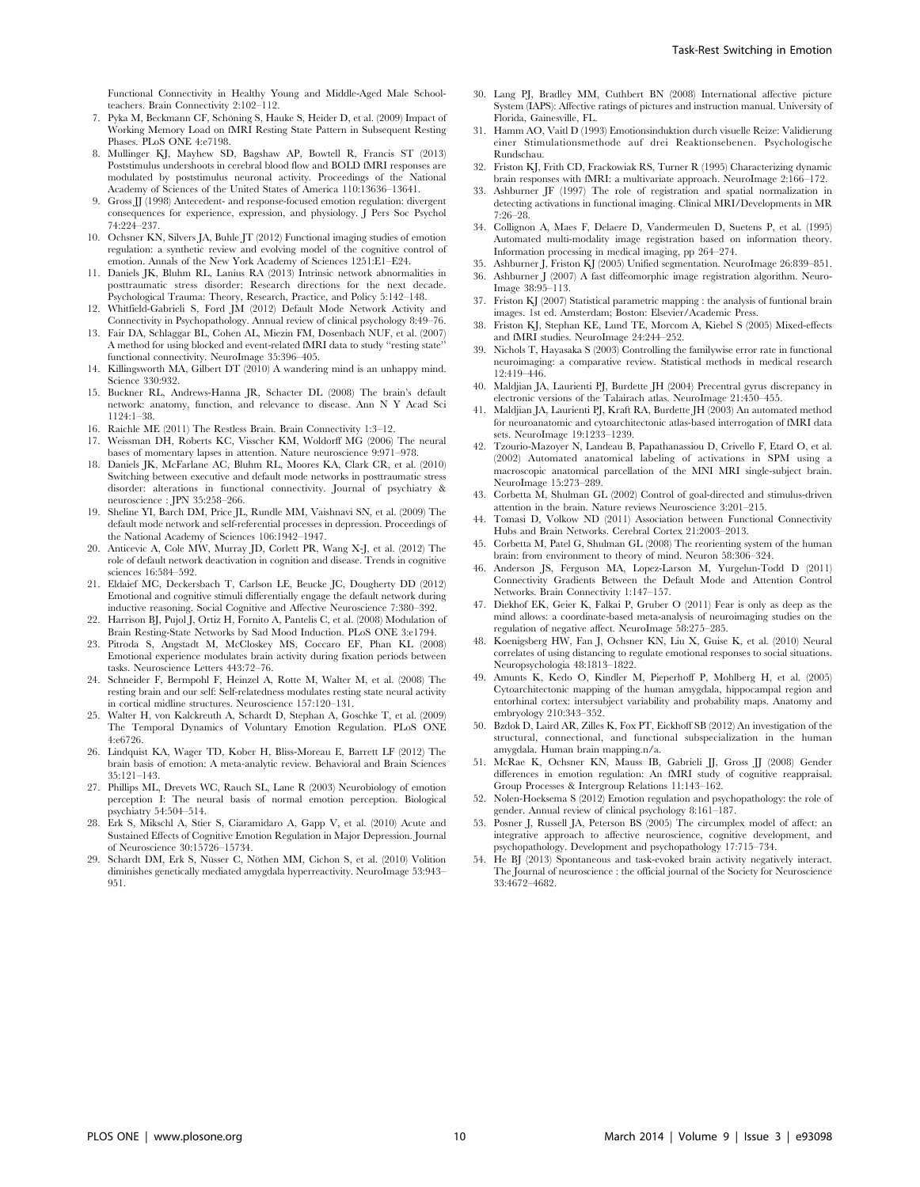Functional Connectivity in Healthy Young and Middle-Aged Male Schoolteachers. Brain Connectivity 2:102–112.

7. Pyka M, Beckmann CF, Schöning S, Hauke S, Heider D, et al. (2009) Impact of Working Memory Load on fMRI Resting State Pattern in Subsequent Resting Phases. PLoS ONE 4:e7198.
8. Mullinger KJ, Mayhew SD, Bagshaw AP, Bowtell R, Francis ST (2013) Poststimulus undershoots in cerebral blood flow and BOLD fMRI responses are modulated by poststimulus neuronal activity. Proceedings of the National Academy of Sciences of the United States of America 110:13636–13641.
9. Gross JJ (1998) Antecedent- and response-focused emotion regulation: divergent consequences for experience, expression, and physiology. J Pers Soc Psychol 74:224–237.
10. Ochsner KN, Silvers JA, Buhle JT (2012) Functional imaging studies of emotion regulation: a synthetic review and evolving model of the cognitive control of emotion. Annals of the New York Academy of Sciences 1251:E1–E24.
11. Daniels JK, Bluhm RL, Lanius RA (2013) Intrinsic network abnormalities in posttraumatic stress disorder: Research directions for the next decade. Psychological Trauma: Theory, Research, Practice, and Policy 5:142–148.
12. Whitfield-Gabrieli S, Ford JM (2012) Default Mode Network Activity and Connectivity in Psychopathology. Annual review of clinical psychology 8:49–76.
13. Fair DA, Schlaggar BL, Cohen AL, Miezin FM, Dosenbach NUF, et al. (2007) A method for using blocked and event-related fMRI data to study "resting state" functional connectivity. NeuroImage 35:396–405.
14. Killingsworth MA, Gilbert DT (2010) A wandering mind is an unhappy mind. Science 330:932.
15. Buckner RL, Andrews-Hanna JR, Schacter DL (2008) The brain's default network: anatomy, function, and relevance to disease. Ann N Y Acad Sci 1124:1–38.
16. Raichle ME (2011) The Restless Brain. Brain Connectivity 1:3–12.
17. Weissman DH, Roberts KC, Visscher KM, Woldorff MG (2006) The neural bases of momentary lapses in attention. Nature neuroscience 9:971–978.
18. Daniels JK, McFarlane AC, Bluhm RL, Moores KA, Clark CR, et al. (2010) Switching between executive and default mode networks in posttraumatic stress disorder: alterations in functional connectivity. Journal of psychiatry & neuroscience : JPN 35:258–266.
19. Sheline YI, Barch DM, Price JL, Rundle MM, Vaishnavi SN, et al. (2009) The default mode network and self-referential processes in depression. Proceedings of the National Academy of Sciences 106:1942–1947.
20. Anticevic A, Cole MW, Murray JD, Corlett PR, Wang X-J, et al. (2012) The role of default network deactivation in cognition and disease. Trends in cognitive sciences 16:584–592.
21. Eldaief MC, Deckersbach T, Carlson LE, Beucke JC, Dougherty DD (2012) Emotional and cognitive stimuli differentially engage the default network during inductive reasoning. Social Cognitive and Affective Neuroscience 7:380–392.
22. Harrison BJ, Pujol J, Ortiz H, Fornito A, Pantelis C, et al. (2008) Modulation of Brain Resting-State Networks by Sad Mood Induction. PLoS ONE 3:e1794.
23. Pitroda S, Angstadt M, McCloskey MS, Coccaro EF, Phan KL (2008) Emotional experience modulates brain activity during fixation periods between tasks. Neuroscience Letters 443:72–76.
24. Schneider F, Bermpohl F, Heinzel A, Rotte M, Walter M, et al. (2008) The resting brain and our self: Self-relatedness modulates resting state neural activity in cortical midline structures. Neuroscience 157:120–131.
25. Walter H, von Kalckreuth A, Schardt D, Stephan A, Goschke T, et al. (2009) The Temporal Dynamics of Voluntary Emotion Regulation. PLoS ONE 4:e6726.
26. Lindquist KA, Wager TD, Kober H, Bliss-Moreau E, Barrett LF (2012) The brain basis of emotion: A meta-analytic review. Behavioral and Brain Sciences 35:121–143.
27. Phillips ML, Drevets WC, Rauch SL, Lane R (2003) Neurobiology of emotion perception I: The neural basis of normal emotion perception. Biological psychiatry 54:504–514.
28. Erk S, Mikschl A, Stier S, Ciaramidaro A, Gapp V, et al. (2010) Acute and Sustained Effects of Cognitive Emotion Regulation in Major Depression. Journal of Neuroscience 30:15726–15734.
29. Schardt DM, Erk S, Nüsser C, Nöthen MM, Cichon S, et al. (2010) Volition diminishes genetically mediated amygdala hyperreactivity. NeuroImage 53:943–951.
30. Lang PJ, Bradley MM, Cuthbert BN (2008) International affective picture System (IAPS): Affective ratings of pictures and instruction manual. University of Florida, Gainesville, FL.
31. Hamm AO, Vaitl D (1993) Emotionsinduktion durch visuelle Reize: Validierung einer Stimulationsmethode auf drei Reaktionsebenen. Psychologische Rundschau.
32. Friston KJ, Frith CD, Frackowiak RS, Turner R (1995) Characterizing dynamic brain responses with fMRI: a multivariate approach. NeuroImage 2:166–172.
33. Ashburner JF (1997) The role of registration and spatial normalization in detecting activations in functional imaging. Clinical MRI/Developments in MR 7:26–28.
34. Collignon A, Maes F, Delaere D, Vandermeulen D, Suetens P, et al. (1995) Automated multi-modality image registration based on information theory. Information processing in medical imaging, pp 264–274.
35. Ashburner J, Friston KJ (2005) Unified segmentation. NeuroImage 26:839–851.
36. Ashburner J (2007) A fast diffeomorphic image registration algorithm. NeuroImage 38:95–113.
37. Friston KJ (2007) Statistical parametric mapping : the analysis of funtional brain images. 1st ed. Amsterdam; Boston: Elsevier/Academic Press.
38. Friston KJ, Stephan KE, Lund TE, Morcom A, Kiebel S (2005) Mixed-effects and fMRI studies. NeuroImage 24:244–252.
39. Nichols T, Hayasaka S (2003) Controlling the familywise error rate in functional neuroimaging: a comparative review. Statistical methods in medical research 12:419–446.
40. Maldjian JA, Laurienti PJ, Burdette JH (2004) Precentral gyrus discrepancy in electronic versions of the Talairach atlas. NeuroImage 21:450–455.
41. Maldjian JA, Laurienti PJ, Kraft RA, Burdette JH (2003) An automated method for neuroanatomic and cytoarchitectonic atlas-based interrogation of fMRI data sets. NeuroImage 19:1233–1239.
42. Tzourio-Mazoyer N, Landeau B, Papathanassiou D, Crivello F, Etard O, et al. (2002) Automated anatomical labeling of activations in SPM using a macroscopic anatomical parcellation of the MNI MRI single-subject brain. NeuroImage 15:273–289.
43. Corbetta M, Shulman GL (2002) Control of goal-directed and stimulus-driven attention in the brain. Nature reviews Neuroscience 3:201–215.
44. Tomasi D, Volkow ND (2011) Association between Functional Connectivity Hubs and Brain Networks. Cerebral Cortex 21:2003–2013.
45. Corbetta M, Patel G, Shulman GL (2008) The reorienting system of the human brain: from environment to theory of mind. Neuron 58:306–324.
46. Anderson JS, Ferguson MA, Lopez-Larson M, Yurgelun-Todd D (2011) Connectivity Gradients Between the Default Mode and Attention Control Networks. Brain Connectivity 1:147–157.
47. Diekhof EK, Geier K, Falkai P, Gruber O (2011) Fear is only as deep as the mind allows: a coordinate-based meta-analysis of neuroimaging studies on the regulation of negative affect. NeuroImage 58:275–285.
48. Koenigsberg HW, Fan J, Ochsner KN, Liu X, Guise K, et al. (2010) Neural correlates of using distancing to regulate emotional responses to social situations. Neuropsychologia 48:1813–1822.
49. Amunts K, Kedo O, Kindler M, Pieperhoff P, Mohlberg H, et al. (2005) Cytoarchitectonic mapping of the human amygdala, hippocampal region and entorhinal cortex: intersubject variability and probability maps. Anatomy and embryology 210:343–352.
50. Bzdok D, Laird AR, Zilles K, Fox PT, Eickhoff SB (2012) An investigation of the structural, connectional, and functional subspecialization in the human amygdala. Human brain mapping.n/a.
51. McRae K, Ochsner KN, Mauss IB, Gabrieli JJ, Gross JJ (2008) Gender differences in emotion regulation: An fMRI study of cognitive reappraisal. Group Processes & Intergroup Relations 11:143–162.
52. Nolen-Hoeksema S (2012) Emotion regulation and psychopathology: the role of gender. Annual review of clinical psychology 8:161–187.
53. Posner J, Russell JA, Peterson BS (2005) The circumplex model of affect: an integrative approach to affective neuroscience, cognitive development, and psychopathology. Development and psychopathology 17:715–734.
54. He BJ (2013) Spontaneous and task-evoked brain activity negatively interact. The Journal of neuroscience : the official journal of the Society for Neuroscience 33:4672–4682.